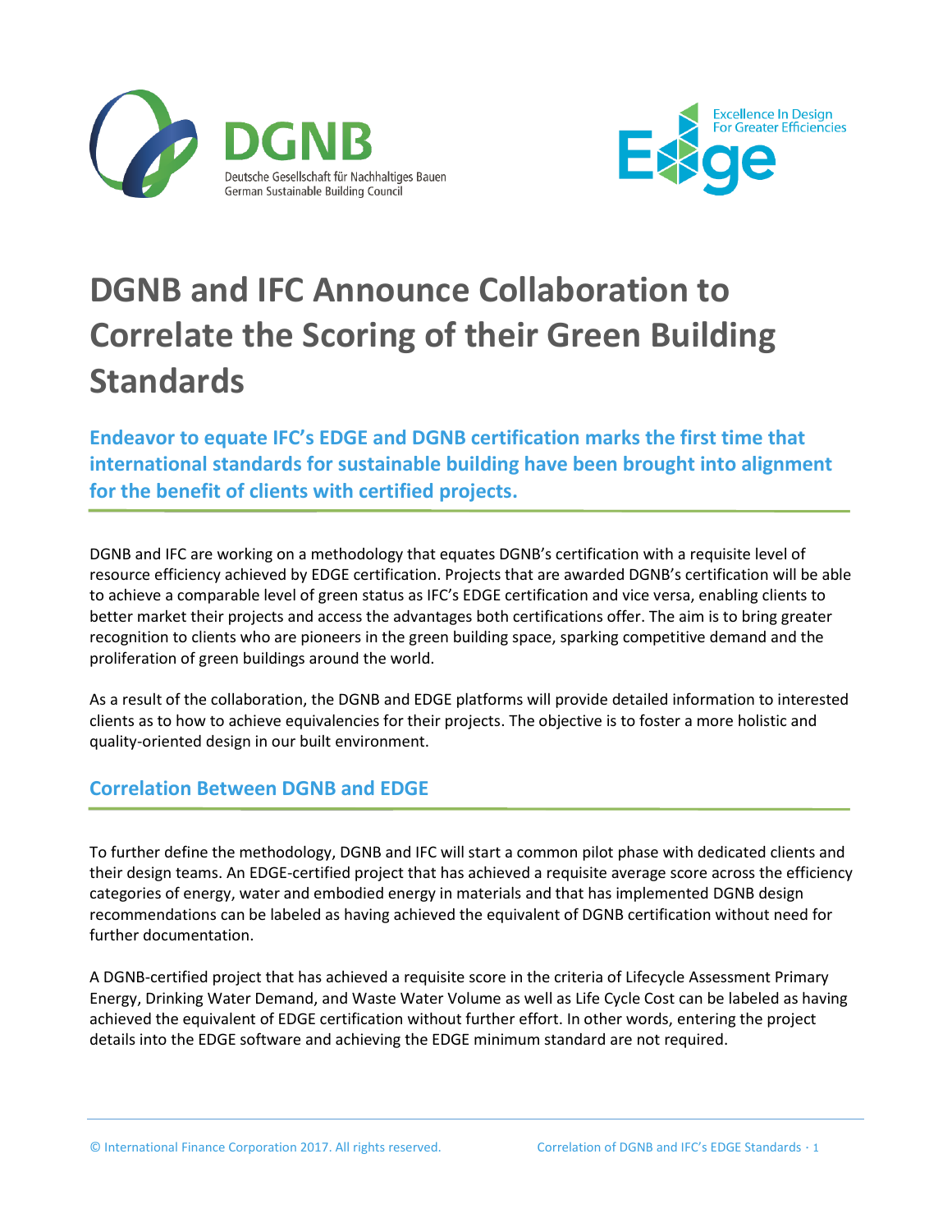DGNB

Deutsche Gesellschaft für Nachhaltiges Bauen
German Sustainable Building Council

Excellence In Design For Greater Efficiencies

Edge

# DGNB and IFC Announce Collaboration to Correlate the Scoring of their Green Building Standards

## Endeavor to equate IFC's EDGE and DGNB certification marks the first time that international standards for sustainable building have been brought into alignment for the benefit of clients with certified projects.

DGNB and IFC are working on a methodology that equates DGNB's certification with a requisite level of resource efficiency achieved by EDGE certification. Projects that are awarded DGNB's certification will be able to achieve a comparable level of green status as IFC's EDGE certification and vice versa, enabling clients to better market their projects and access the advantages both certifications offer. The aim is to bring greater recognition to clients who are pioneers in the green building space, sparking competitive demand and the proliferation of green buildings around the world.

As a result of the collaboration, the DGNB and EDGE platforms will provide detailed information to interested clients as to how to achieve equivalencies for their projects. The objective is to foster a more holistic and quality-oriented design in our built environment.

## Correlation Between DGNB and EDGE

To further define the methodology, DGNB and IFC will start a common pilot phase with dedicated clients and their design teams. An EDGE-certified project that has achieved a requisite average score across the efficiency categories of energy, water and embodied energy in materials and that has implemented DGNB design recommendations can be labeled as having achieved the equivalent of DGNB certification without need for further documentation.

A DGNB-certified project that has achieved a requisite score in the criteria of Lifecycle Assessment Primary Energy, Drinking Water Demand, and Waste Water Volume as well as Life Cycle Cost can be labeled as having achieved the equivalent of EDGE certification without further effort. In other words, entering the project details into the EDGE software and achieving the EDGE minimum standard are not required.

© International Finance Corporation 2017. All rights reserved.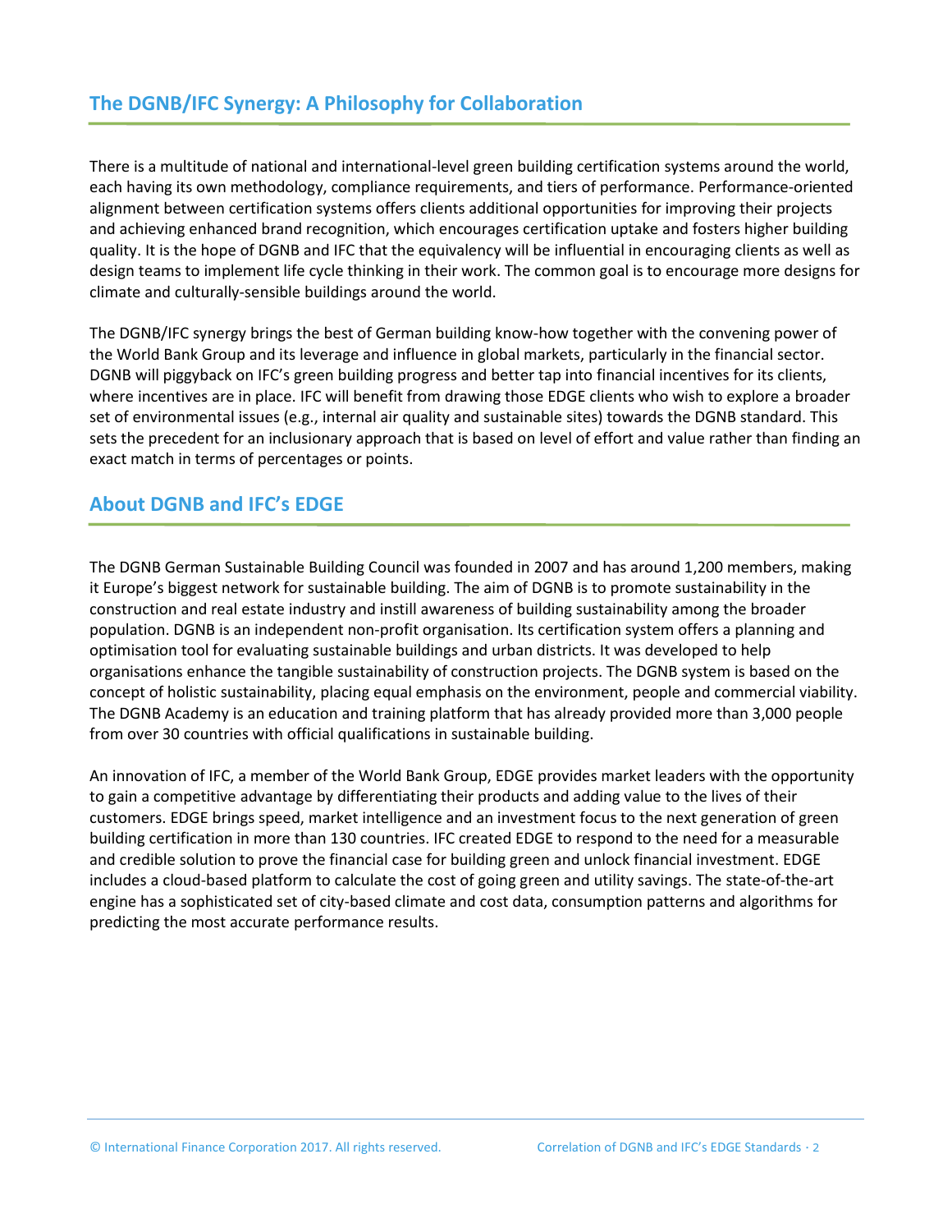## The DGNB/IFC Synergy: A Philosophy for Collaboration

There is a multitude of national and international-level green building certification systems around the world, each having its own methodology, compliance requirements, and tiers of performance. Performance-oriented alignment between certification systems offers clients additional opportunities for improving their projects and achieving enhanced brand recognition, which encourages certification uptake and fosters higher building quality. It is the hope of DGNB and IFC that the equivalency will be influential in encouraging clients as well as design teams to implement life cycle thinking in their work. The common goal is to encourage more designs for climate and culturally-sensible buildings around the world.

The DGNB/IFC synergy brings the best of German building know-how together with the convening power of the World Bank Group and its leverage and influence in global markets, particularly in the financial sector. DGNB will piggyback on IFC's green building progress and better tap into financial incentives for its clients, where incentives are in place. IFC will benefit from drawing those EDGE clients who wish to explore a broader set of environmental issues (e.g., internal air quality and sustainable sites) towards the DGNB standard. This sets the precedent for an inclusionary approach that is based on level of effort and value rather than finding an exact match in terms of percentages or points.

## About DGNB and IFC's EDGE

The DGNB German Sustainable Building Council was founded in 2007 and has around 1,200 members, making it Europe's biggest network for sustainable building. The aim of DGNB is to promote sustainability in the construction and real estate industry and instill awareness of building sustainability among the broader population. DGNB is an independent non-profit organisation. Its certification system offers a planning and optimisation tool for evaluating sustainable buildings and urban districts. It was developed to help organisations enhance the tangible sustainability of construction projects. The DGNB system is based on the concept of holistic sustainability, placing equal emphasis on the environment, people and commercial viability. The DGNB Academy is an education and training platform that has already provided more than 3,000 people from over 30 countries with official qualifications in sustainable building.

An innovation of IFC, a member of the World Bank Group, EDGE provides market leaders with the opportunity to gain a competitive advantage by differentiating their products and adding value to the lives of their customers. EDGE brings speed, market intelligence and an investment focus to the next generation of green building certification in more than 130 countries. IFC created EDGE to respond to the need for a measurable and credible solution to prove the financial case for building green and unlock financial investment. EDGE includes a cloud-based platform to calculate the cost of going green and utility savings. The state-of-the-art engine has a sophisticated set of city-based climate and cost data, consumption patterns and algorithms for predicting the most accurate performance results.